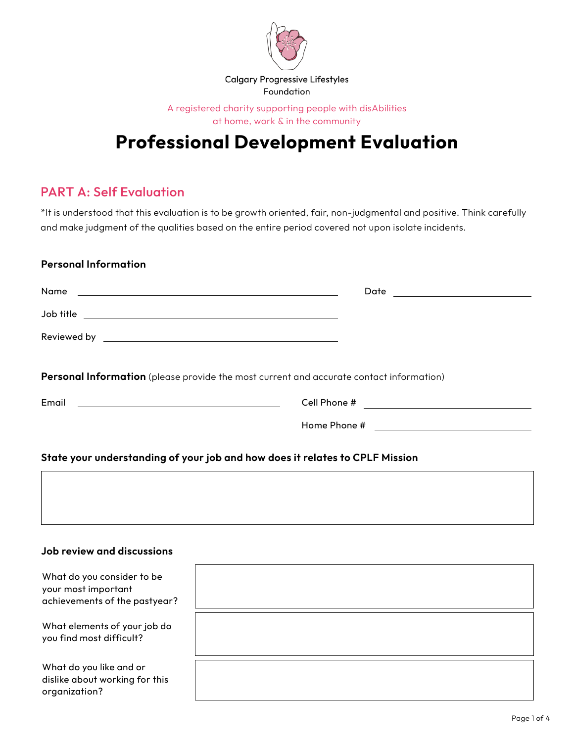Calgary Progressive Lifestyles Foundation

A registered charity supporting people with disAbilities at home, work & in the community

# Professional Development Evaluation

## PART A: Self Evaluation

*It is understood that this evaluation is to be growth oriented, fair, non-judgmental and positive. Think carefully and make judgment of the qualities based on the entire period covered not upon isolate incidents.

### Personal Information

Name ______________________________ Date ______________________

Job title ______________________________

Reviewed by ______________________________

**Personal Information** (please provide the most current and accurate contact information)

Email ______________________________ Cell Phone # ______________________

Home Phone # ______________________

### State your understanding of your job and how does it relates to CPLF Mission

|  |
|---|
|  |

### Job review and discussions

| | |
|---|---|
| What do you consider to be your most important achievements of the pastyear? | |
| What elements of your job do you find most difficult? | |
| What do you like and or dislike about working for this organization? | |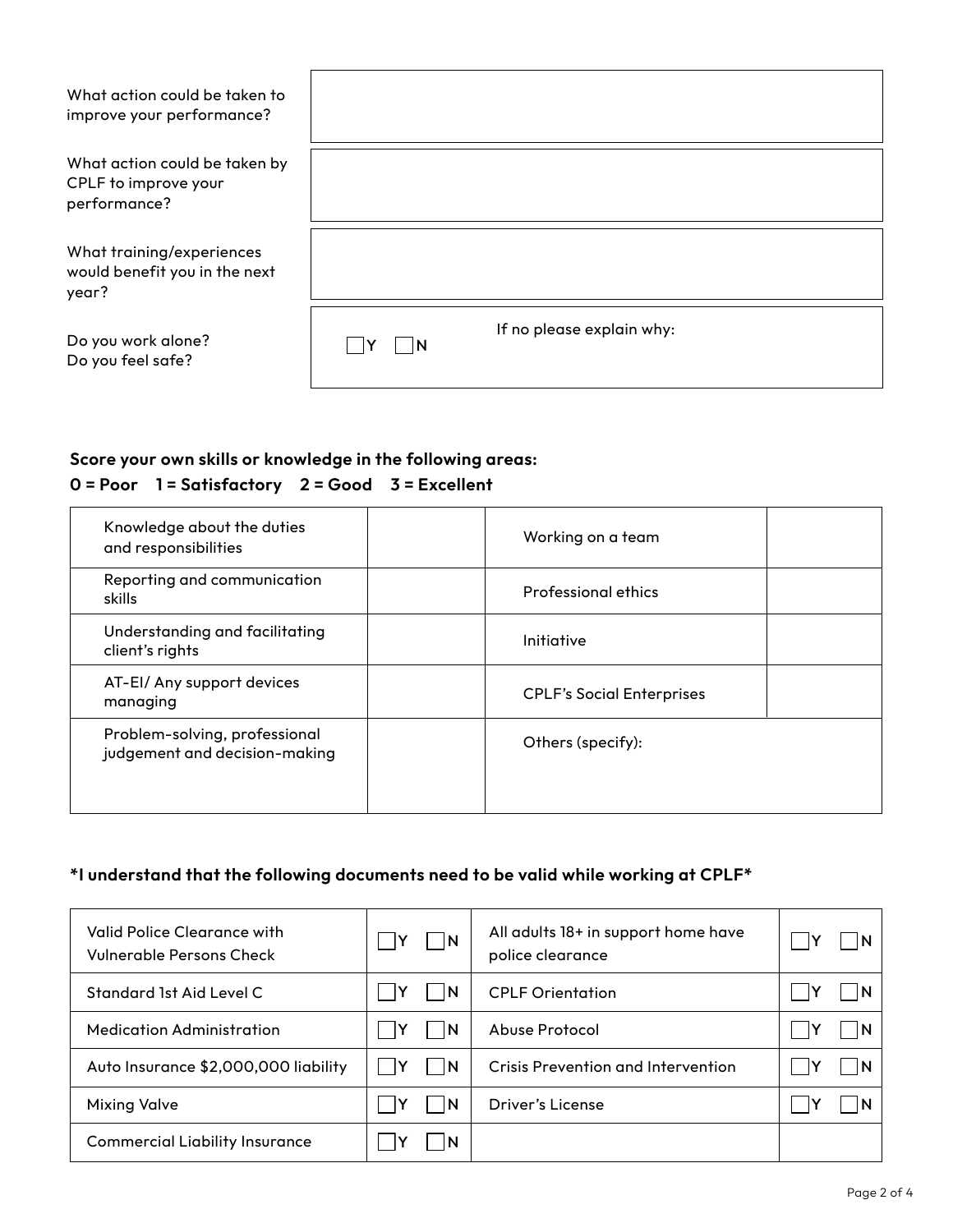| | |
|---|---|
| What action could be taken to improve your performance? | |
| What action could be taken by CPLF to improve your performance? | |
| What training/experiences would benefit you in the next year? | |
| Do you work alone?<br>Do you feel safe? | ☐ Y ☐ N &nbsp;&nbsp;&nbsp; If no please explain why: |

**Score your own skills or knowledge in the following areas:**

**0 = Poor 1 = Satisfactory 2 = Good 3 = Excellent**

| | | | |
|---|---|---|---|
| Knowledge about the duties and responsibilities | | Working on a team | |
| Reporting and communication skills | | Professional ethics | |
| Understanding and facilitating client's rights | | Initiative | |
| AT-EI/ Any support devices managing | | CPLF's Social Enterprises | |
| Problem-solving, professional judgement and decision-making | | Others (specify): | |

**\*I understand that the following documents need to be valid while working at CPLF\***

| | | | |
|---|---|---|---|
| Valid Police Clearance with Vulnerable Persons Check | ☐ Y ☐ N | All adults 18+ in support home have police clearance | ☐ Y ☐ N |
| Standard 1st Aid Level C | ☐ Y ☐ N | CPLF Orientation | ☐ Y ☐ N |
| Medication Administration | ☐ Y ☐ N | Abuse Protocol | ☐ Y ☐ N |
| Auto Insurance $2,000,000 liability | ☐ Y ☐ N | Crisis Prevention and Intervention | ☐ Y ☐ N |
| Mixing Valve | ☐ Y ☐ N | Driver's License | ☐ Y ☐ N |
| Commercial Liability Insurance | ☐ Y ☐ N | | |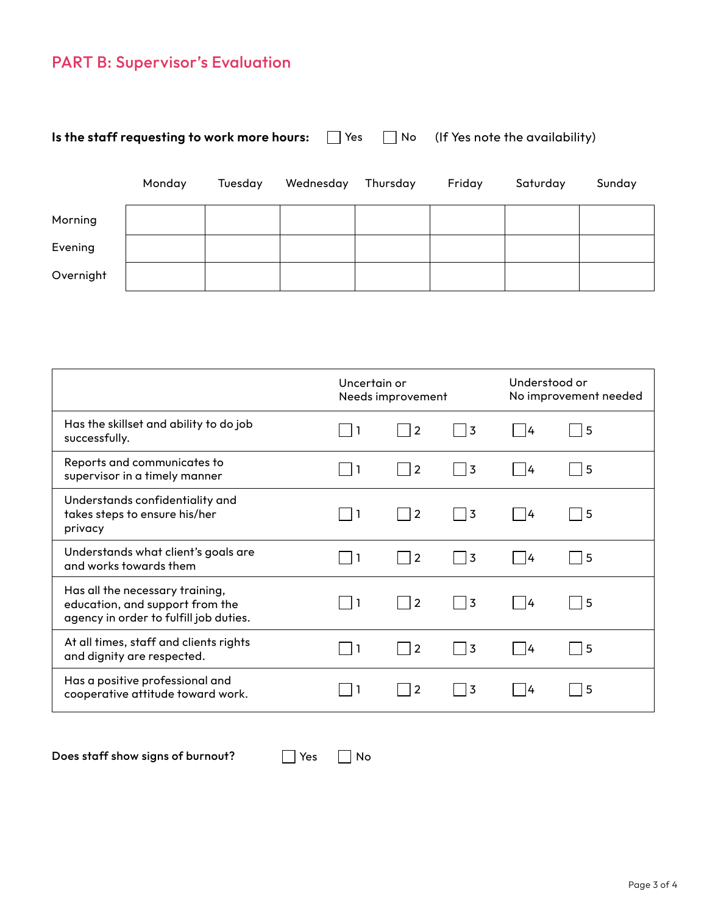## PART B: Supervisor's Evaluation

**Is the staff requesting to work more hours:** ☐ Yes ☐ No (If Yes note the availability)

| | Monday | Tuesday | Wednesday | Thursday | Friday | Saturday | Sunday |
|---|---|---|---|---|---|---|---|
| Morning | | | | | | | |
| Evening | | | | | | | |
| Overnight | | | | | | | |

| | Uncertain or Needs improvement | | | Understood or No improvement needed | |
|---|---|---|---|---|---|
| Has the skillset and ability to do job successfully. | ☐ 1 | ☐ 2 | ☐ 3 | ☐ 4 | ☐ 5 |
| Reports and communicates to supervisor in a timely manner | ☐ 1 | ☐ 2 | ☐ 3 | ☐ 4 | ☐ 5 |
| Understands confidentiality and takes steps to ensure his/her privacy | ☐ 1 | ☐ 2 | ☐ 3 | ☐ 4 | ☐ 5 |
| Understands what client's goals are and works towards them | ☐ 1 | ☐ 2 | ☐ 3 | ☐ 4 | ☐ 5 |
| Has all the necessary training, education, and support from the agency in order to fulfill job duties. | ☐ 1 | ☐ 2 | ☐ 3 | ☐ 4 | ☐ 5 |
| At all times, staff and clients rights and dignity are respected. | ☐ 1 | ☐ 2 | ☐ 3 | ☐ 4 | ☐ 5 |
| Has a positive professional and cooperative attitude toward work. | ☐ 1 | ☐ 2 | ☐ 3 | ☐ 4 | ☐ 5 |

**Does staff show signs of burnout?** ☐ Yes ☐ No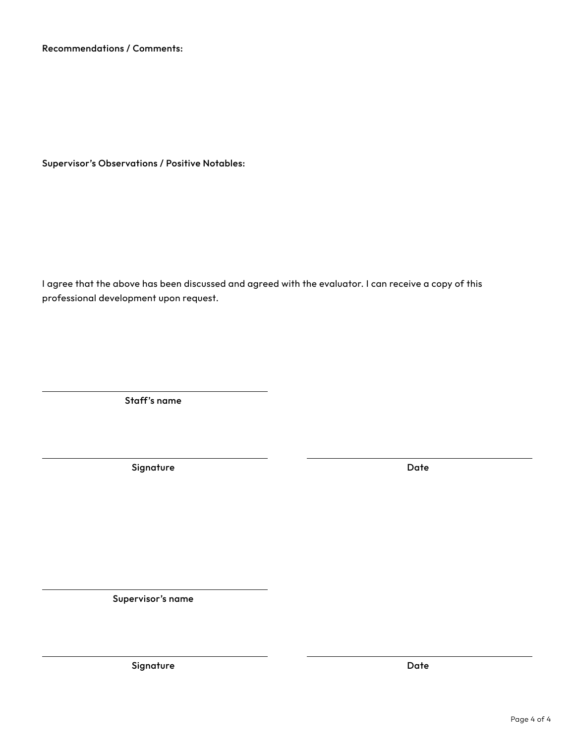**Recommendations / Comments:**

**Supervisor's Observations / Positive Notables:**

I agree that the above has been discussed and agreed with the evaluator. I can receive a copy of this professional development upon request.

\_\_\_\_\_\_\_\_\_\_\_\_\_\_\_\_\_\_\_\_\_\_\_\_\_\_\_\_\_\_

**Staff's name**

| | |
|---|---|
| \_\_\_\_\_\_\_\_\_\_\_\_\_\_\_\_\_\_\_\_\_\_\_\_\_\_\_\_\_\_ | \_\_\_\_\_\_\_\_\_\_\_\_\_\_\_\_\_\_\_\_\_\_\_\_\_\_\_\_\_\_ |
| **Signature** | **Date** |

\_\_\_\_\_\_\_\_\_\_\_\_\_\_\_\_\_\_\_\_\_\_\_\_\_\_\_\_\_\_

**Supervisor's name**

| | |
|---|---|
| \_\_\_\_\_\_\_\_\_\_\_\_\_\_\_\_\_\_\_\_\_\_\_\_\_\_\_\_\_\_ | \_\_\_\_\_\_\_\_\_\_\_\_\_\_\_\_\_\_\_\_\_\_\_\_\_\_\_\_\_\_ |
| **Signature** | **Date** |